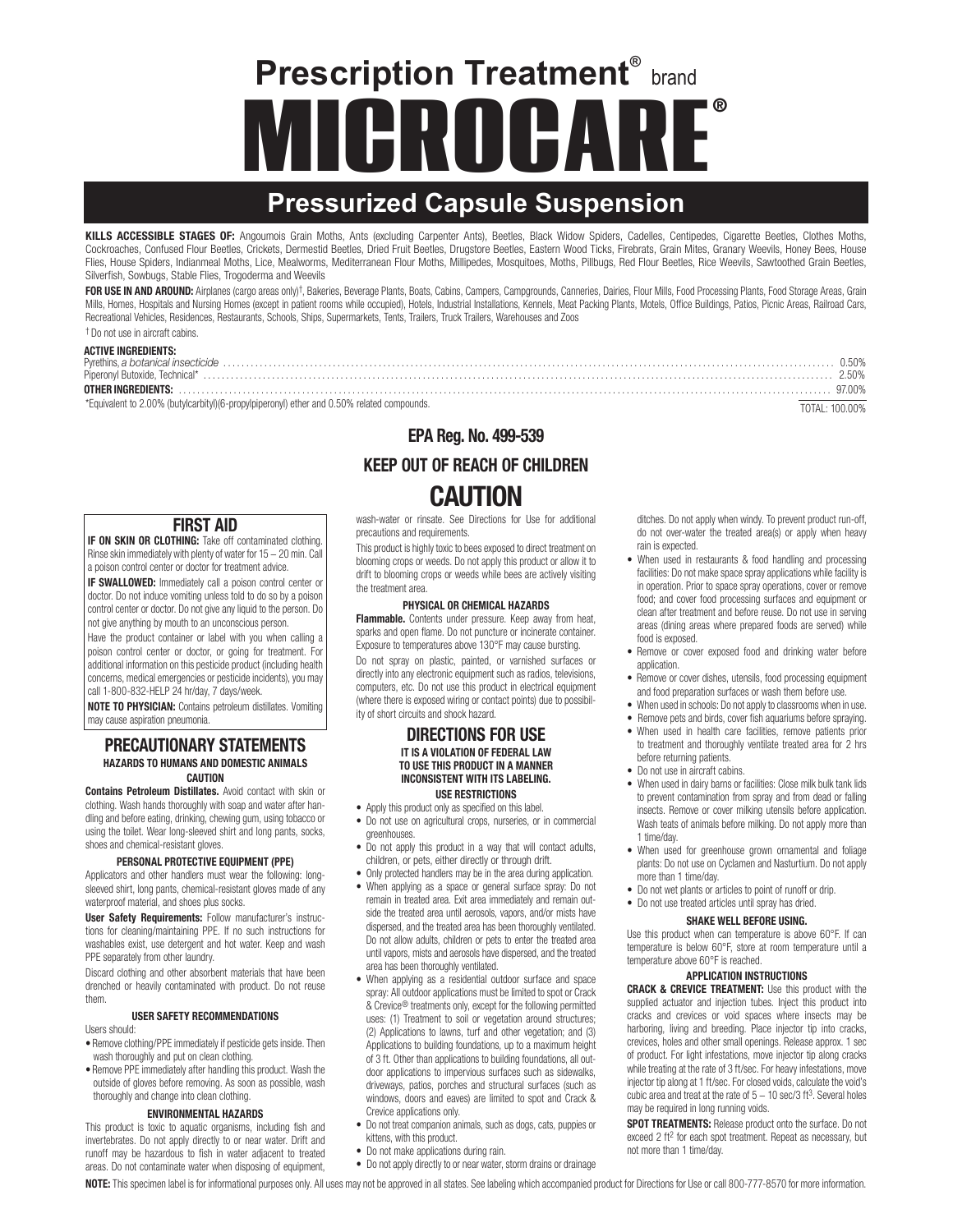# Prescription Treatment® brand MICROCARE®

## Pressurized Capsule Suspension

**KILLS ACCESSIBLE STAGES OF:** Angoumois Grain Moths, Ants (excluding Carpenter Ants), Beetles, Black Widow Spiders, Cadelles, Centipedes, Cigarette Beetles, Clothes Moths, Cockroaches, Confused Flour Beetles, Crickets, Dermestid Beetles, Dried Fruit Beetles, Drugstore Beetles, Eastern Wood Ticks, Firebrats, Grain Mites, Granary Weevils, Honey Bees, House Flies, House Spiders, Indianmeal Moths, Lice, Mealworms, Mediterranean Flour Moths, Millipedes, Mosquitoes, Moths, Pillbugs, Red Flour Beetles, Rice Weevils, Sawtoothed Grain Beetles, Silverfish, Sowbugs, Stable Flies, Trogoderma and Weevils

**FOR USE IN AND AROUND:** Airplanes (cargo areas only)†, Bakeries, Beverage Plants, Boats, Cabins, Campers, Campgrounds, Canneries, Dairies, Flour Mills, Food Processing Plants, Food Storage Areas, Grain Mills, Homes, Hospitals and Nursing Homes (except in patient rooms while occupied), Hotels, Industrial Installations, Kennels, Meat Packing Plants, Motels, Office Buildings, Patios, Picnic Areas, Railroad Cars, Recreational Vehicles, Residences, Restaurants, Schools, Ships, Supermarkets, Tents, Trailers, Truck Trailers, Warehouses and Zoos

† Do not use in aircraft cabins.

**ACTIVE INGREDIENTS:**

| | |
|---|---|
| Pyrethins, *a botanical insecticide* | 0.50% |
| Piperonyl Butoxide, Technical* | 2.50% |
| **OTHER INGREDIENTS:** | 97.00% |
| | TOTAL: 100.00% |

*Equivalent to 2.00% (butylcarbityl)(6-propylpiperonyl) ether and 0.50% related compounds.

**EPA Reg. No. 499-539**

**KEEP OUT OF REACH OF CHILDREN**

# CAUTION

## FIRST AID

**IF ON SKIN OR CLOTHING:** Take off contaminated clothing. Rinse skin immediately with plenty of water for 15 – 20 min. Call a poison control center or doctor for treatment advice.

**IF SWALLOWED:** Immediately call a poison control center or doctor. Do not induce vomiting unless told to do so by a poison control center or doctor. Do not give any liquid to the person. Do not give anything by mouth to an unconscious person.

Have the product container or label with you when calling a poison control center or doctor, or going for treatment. For additional information on this pesticide product (including health concerns, medical emergencies or pesticide incidents), you may call 1-800-832-HELP 24 hr/day, 7 days/week.

**NOTE TO PHYSICIAN:** Contains petroleum distillates. Vomiting may cause aspiration pneumonia.

## PRECAUTIONARY STATEMENTS

### HAZARDS TO HUMANS AND DOMESTIC ANIMALS

**CAUTION**

**Contains Petroleum Distillates.** Avoid contact with skin or clothing. Wash hands thoroughly with soap and water after handling and before eating, drinking, chewing gum, using tobacco or using the toilet. Wear long-sleeved shirt and long pants, socks, shoes and chemical-resistant gloves.

### PERSONAL PROTECTIVE EQUIPMENT (PPE)

Applicators and other handlers must wear the following: long-sleeved shirt, long pants, chemical-resistant gloves made of any waterproof material, and shoes plus socks.

**User Safety Requirements:** Follow manufacturer's instructions for cleaning/maintaining PPE. If no such instructions for washables exist, use detergent and hot water. Keep and wash PPE separately from other laundry.

Discard clothing and other absorbent materials that have been drenched or heavily contaminated with product. Do not reuse them.

### USER SAFETY RECOMMENDATIONS

Users should:

- Remove clothing/PPE immediately if pesticide gets inside. Then wash thoroughly and put on clean clothing.
- Remove PPE immediately after handling this product. Wash the outside of gloves before removing. As soon as possible, wash thoroughly and change into clean clothing.

### ENVIRONMENTAL HAZARDS

This product is toxic to aquatic organisms, including fish and invertebrates. Do not apply directly to or near water. Drift and runoff may be hazardous to fish in water adjacent to treated areas. Do not contaminate water when disposing of equipment, wash-water or rinsate. See Directions for Use for additional precautions and requirements.

This product is highly toxic to bees exposed to direct treatment on blooming crops or weeds. Do not apply this product or allow it to drift to blooming crops or weeds while bees are actively visiting the treatment area.

### PHYSICAL OR CHEMICAL HAZARDS

**Flammable.** Contents under pressure. Keep away from heat, sparks and open flame. Do not puncture or incinerate container. Exposure to temperatures above 130°F may cause bursting.

Do not spray on plastic, painted, or varnished surfaces or directly into any electronic equipment such as radios, televisions, computers, etc. Do not use this product in electrical equipment (where there is exposed wiring or contact points) due to possibility of short circuits and shock hazard.

## DIRECTIONS FOR USE

**IT IS A VIOLATION OF FEDERAL LAW TO USE THIS PRODUCT IN A MANNER INCONSISTENT WITH ITS LABELING.**

### USE RESTRICTIONS

- Apply this product only as specified on this label.
- Do not use on agricultural crops, nurseries, or in commercial greenhouses.
- Do not apply this product in a way that will contact adults, children, or pets, either directly or through drift.
- Only protected handlers may be in the area during application.
- When applying as a space or general surface spray: Do not remain in treated area. Exit area immediately and remain outside the treated area until all aerosols, vapors, and/or mists have dispersed, and the treated area has been thoroughly ventilated. Do not allow adults, children or pets to enter the treated area until vapors, mists and aerosols have dispersed, and the treated area has been thoroughly ventilated.
- When applying as a residential outdoor surface and space spray: All outdoor applications must be limited to spot or Crack & Crevice® treatments only, except for the following permitted uses: (1) Treatment to soil or vegetation around structures; (2) Applications to lawns, turf and other vegetation; and (3) Applications to building foundations, up to a maximum height of 3 ft. Other than applications to building foundations, all outdoor applications to impervious surfaces such as sidewalks, driveways, patios, porches and structural surfaces (such as windows, doors and eaves) are limited to spot and Crack & Crevice applications only.
- Do not treat companion animals, such as dogs, cats, puppies or kittens, with this product.
- Do not make applications during rain.
- Do not apply directly to or near water, storm drains or drainage ditches. Do not apply when windy. To prevent product run-off, do not over-water the treated area(s) or apply when heavy rain is expected.
- When used in restaurants & food handling and processing facilities: Do not make space spray applications while facility is in operation. Prior to space spray operations, cover or remove food; and cover food processing surfaces and equipment or clean after treatment and before reuse. Do not use in serving areas (dining areas where prepared foods are served) while food is exposed.
- Remove or cover exposed food and drinking water before application.
- Remove or cover dishes, utensils, food processing equipment and food preparation surfaces or wash them before use.
- When used in schools: Do not apply to classrooms when in use.
- Remove pets and birds, cover fish aquariums before spraying.
- When used in health care facilities, remove patients prior to treatment and thoroughly ventilate treated area for 2 hrs before returning patients.
- Do not use in aircraft cabins.
- When used in dairy barns or facilities: Close milk bulk tank lids to prevent contamination from spray and from dead or falling insects. Remove or cover milking utensils before application. Wash teats of animals before milking. Do not apply more than 1 time/day.
- When used for greenhouse grown ornamental and foliage plants: Do not use on Cyclamen and Nasturtium. Do not apply more than 1 time/day.
- Do not wet plants or articles to point of runoff or drip.
- Do not use treated articles until spray has dried.

### SHAKE WELL BEFORE USING.

Use this product when can temperature is above 60°F. If can temperature is below 60°F, store at room temperature until a temperature above 60°F is reached.

### APPLICATION INSTRUCTIONS

**CRACK & CREVICE TREATMENT:** Use this product with the supplied actuator and injection tubes. Inject this product into cracks and crevices or void spaces where insects may be harboring, living and breeding. Place injector tip into cracks, crevices, holes and other small openings. Release approx. 1 sec of product. For light infestations, move injector tip along cracks while treating at the rate of 3 ft/sec. For heavy infestations, move injector tip along at 1 ft/sec. For closed voids, calculate the void's cubic area and treat at the rate of 5 – 10 sec/3 $ft^3$. Several holes may be required in long running voids.

**SPOT TREATMENTS:** Release product onto the surface. Do not exceed 2 $ft^2$ for each spot treatment. Repeat as necessary, but not more than 1 time/day.

**NOTE:** This specimen label is for informational purposes only. All uses may not be approved in all states. See labeling which accompanied product for Directions for Use or call 800-777-8570 for more information.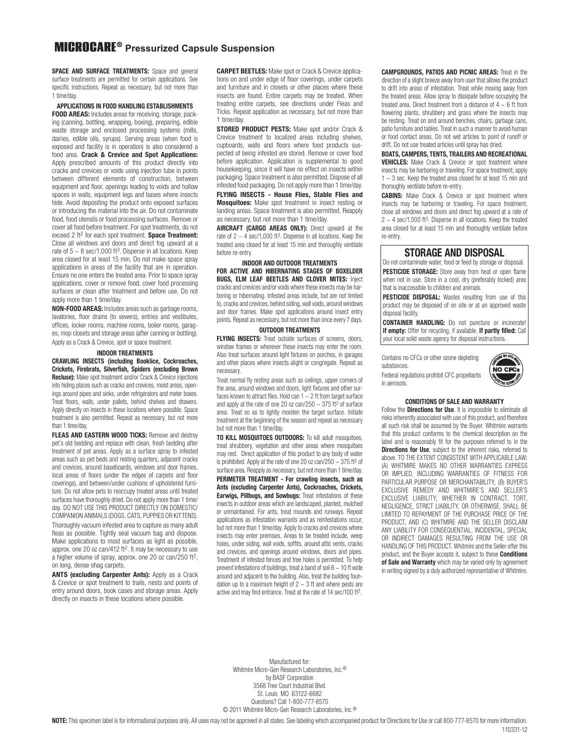# MICROCARE® Pressurized Capsule Suspension

**SPACE AND SURFACE TREATMENTS:** Space and general surface treatments are permitted for certain applications. See specific instructions. Repeat as necessary, but not more than 1 time/day.

**APPLICATIONS IN FOOD HANDLING ESTABLISHMENTS**

**FOOD AREAS:** Includes areas for receiving, storage, packing (canning, bottling, wrapping, boxing), preparing, edible waste storage and enclosed processing systems (mills, dairies, edible oils, syrups). Serving areas (when food is exposed and facility is in operation) is also considered a food area. **Crack & Crevice and Spot Applications:** Apply prescribed amounts of this product directly into cracks and crevices or voids using injection tube in points between different elements of construction, between equipment and floor, openings leading to voids and hollow spaces in walls, equipment legs and bases where insects hide. Avoid depositing the product onto exposed surfaces or introducing the material into the air. Do not contaminate food, food utensils or food processing surfaces. Remove or cover all food before treatment. For spot treatments, do not exceed 2 ft$^2$ for each spot treatment. **Space Treatment:** Close all windows and doors and direct fog upward at a rate of 5 – 8 sec/1,000 ft$^3$. Disperse in all locations. Keep area closed for at least 15 min. Do not make space spray applications in areas of the facility that are in operation. Ensure no one enters the treated area. Prior to space spray applications, cover or remove food; cover food processing surfaces or clean after treatment and before use. Do not apply more than 1 time/day.

**NON-FOOD AREAS:** Includes areas such as garbage rooms, lavatories, floor drains (to sewers), entries and vestibules, offices, locker rooms, machine rooms, boiler rooms, garages, mop closets and storage areas (after canning or bottling). Apply as a Crack & Crevice, spot or space treatment.

**INDOOR TREATMENTS**

**CRAWLING INSECTS (including Booklice, Cockroaches, Crickets, Firebrats, Silverfish, Spiders (excluding Brown Recluse):** Make spot treatment and/or Crack & Crevice injections into hiding places such as cracks and crevices, moist areas, openings around pipes and sinks, under refrigerators and meter boxes. Treat floors, walls, under pallets, behind shelves and drawers. Apply directly on insects in these locations where possible. Space treatment is also permitted. Repeat as necessary, but not more than 1 time/day.

**FLEAS AND EASTERN WOOD TICKS:** Remove and destroy pet's old bedding and replace with clean, fresh bedding after treatment of pet areas. Apply as a surface spray to infested areas such as pet beds and resting quarters, adjacent cracks and crevices, around baseboards, windows and door frames, local areas of floors (under the edges of carpets and floor coverings), and between/under cushions of upholstered furniture. Do not allow pets to reoccupy treated areas until treated surfaces have thoroughly dried. Do not apply more than 1 time/day. DO NOT USE THIS PRODUCT DIRECTLY ON DOMESTIC/COMPANION ANIMALS (DOGS, CATS, PUPPIES OR KITTENS).

Thoroughly vacuum infested area to capture as many adult fleas as possible. Tightly seal vacuum bag and dispose. Make applications to most surfaces as light as possible, approx. one 20 oz can/412 ft$^2$. It may be necessary to use a higher volume of spray, approx. one 20 oz can/250 ft$^2$, on long, dense shag carpets.

**ANTS (excluding Carpenter Ants):** Apply as a Crack & Crevice or spot treatment to trails, nests and points of entry around doors, book cases and storage areas. Apply directly on insects in these locations where possible.

**CARPET BEETLES:** Make spot or Crack & Crevice applications on and under edge of floor coverings, under carpets and furniture and in closets or other places where these insects are found. Entire carpets may be treated. When treating entire carpets, see directions under Fleas and Ticks. Repeat application as necessary, but not more than 1 time/day.

**STORED PRODUCT PESTS:** Make spot and/or Crack & Crevice treatment to localized areas including shelves, cupboards, walls and floors where food products suspected of being infested are stored. Remove or cover food before application. Application is supplemental to good housekeeping, since it will have no effect on insects within packaging. Space treatment is also permitted. Dispose of all infested food packaging. Do not apply more than 1 time/day.

**FLYING INSECTS - House Flies, Stable Flies and Mosquitoes:** Make spot treatment in insect resting or landing areas. Space treatment is also permitted. Reapply as necessary, but not more than 1 time/day.

**AIRCRAFT (CARGO AREAS ONLY):** Direct upward at the rate of 2 – 4 sec/1,000 ft$^3$. Dispense in all locations. Keep the treated area closed for at least 15 min and thoroughly ventilate before re-entry.

**INDOOR AND OUTDOOR TREATMENTS**

**FOR ACTIVE AND HIBERNATING STAGES OF BOXELDER BUGS, ELM LEAF BEETLES AND CLOVER MITES:** Inject cracks and crevices and/or voids where these insects may be harboring or hibernating. Infested areas include, but are not limited to, cracks and crevices, behind siding, wall voids, around windows and door frames. Make spot applications around insect entry points. Repeat as necessary, but not more than once every 7 days.

**OUTDOOR TREATMENTS**

**FLYING INSECTS:** Treat outside surfaces of screens, doors, window frames or wherever these insects may enter the room. Also treat surfaces around light fixtures on porches, in garages and other places where insects alight or congregate. Repeat as necessary.

Treat normal fly resting areas such as ceilings, upper corners of the area, around windows and doors, light fixtures and other surfaces known to attract flies. Hold can 1 – 2 ft from target surface and apply at the rate of one 20 oz can/250 – 375 ft$^2$ of surface area. Treat so as to lightly moisten the target surface. Initiate treatment at the beginning of the season and repeat as necessary but not more than 1 time/day.

**TO KILL MOSQUITOES OUTDOORS:** To kill adult mosquitoes, treat shrubbery, vegetation and other areas where mosquitoes may rest. Direct application of this product to any body of water is prohibited. Apply at the rate of one 20 oz can/250 – 375 ft$^2$ of surface area. Reapply as necessary, but not more than 1 time/day.

**PERIMETER TREATMENT - For crawling insects, such as Ants (excluding Carpenter Ants), Cockroaches, Crickets, Earwigs, Pillbugs, and Sowbugs:** Treat infestations of these insects in outdoor areas which are landscaped, planted, mulched or unmaintained. For ants, treat mounds and runways. Repeat applications as infestation warrants and as reinfestations occur, but not more than 1 time/day. Apply to cracks and crevices where insects may enter premises. Areas to be treated include, weep holes, under siding, wall voids, soffits, around attic vents, cracks and crevices, and openings around windows, doors and pipes. Treatment of infested fences and tree holes is permitted. To help prevent infestations of buildings, treat a band of soil 6 – 10 ft wide around and adjacent to the building. Also, treat the building foundation up to a maximum height of 2 – 3 ft and where pests are active and may find entrance. Treat at the rate of 14 sec/100 ft$^2$.

**CAMPGROUNDS, PATIOS AND PICNIC AREAS:** Treat in the direction of a slight breeze away from user that allows the product to drift into areas of infestation. Treat while moving away from the treated areas. Allow spray to dissipate before occupying the treated area. Direct treatment from a distance of 4 – 6 ft from flowering plants, shrubbery and grass where the insects may be resting. Treat on and around benches, chairs, garbage cans, patio furniture and tables. Treat in such a manner to avoid human or food contact areas. Do not wet articles to point of runoff or drift. Do not use treated articles until spray has dried.

**BOATS, CAMPERS, TENTS, TRAILERS AND RECREATIONAL VEHICLES:** Make Crack & Crevice or spot treatment where insects may be harboring or traveling. For space treatment, apply 1 – 3 sec. Keep the treated area closed for at least 15 min and thoroughly ventilate before re-entry.

**CABINS:** Make Crack & Crevice or spot treatment where insects may be harboring or traveling. For space treatment, close all windows and doors and direct fog upward at a rate of 2 – 4 sec/1,000 ft$^3$. Disperse in all locations. Keep the treated area closed for at least 15 min and thoroughly ventilate before re-entry.

## STORAGE AND DISPOSAL

Do not contaminate water, food or feed by storage or disposal.

**PESTICIDE STORAGE:** Store away from heat or open flame when not in use. Store in a cool, dry (preferably locked) area that is inaccessible to children and animals.

**PESTICIDE DISPOSAL:** Wastes resulting from use of this product may be disposed of on site or at an approved waste disposal facility.

**CONTAINER HANDLING:** Do not puncture or incinerate! **If empty:** Offer for recycling, if available. **If partly filled:** Call your local solid waste agency for disposal instructions.

Contains no CFCs or other ozone depleting substances.

Federal regulations prohibit CFC propellants in aerosols.

CONTAINS NO CFCs WHICH DEPLETE THE OZONE LAYER — NO CFCs

**CONDITIONS OF SALE AND WARRANTY**

Follow the **Directions for Use**. It is impossible to eliminate all risks inherently associated with use of this product, and therefore all such risk shall be assumed by the Buyer. Whitmire warrants that this product conforms to the chemical description on the label and is reasonably fit for the purposes referred to in the **Directions for Use**, subject to the inherent risks, referred to above. TO THE EXTENT CONSISTENT WITH APPLICABLE LAW: (A) WHITMIRE MAKES NO OTHER WARRANTIES EXPRESS OR IMPLIED, INCLUDING WARRANTIES OF FITNESS FOR PARTICULAR PURPOSE OR MERCHANTABILITY, (B) BUYER'S EXCLUSIVE REMEDY AND WHITMIRE'S AND SELLER'S EXCLUSIVE LIABILITY, WHETHER IN CONTRACT, TORT, NEGLIGENCE, STRICT LIABILITY, OR OTHERWISE, SHALL BE LIMITED TO REPAYMENT OF THE PURCHASE PRICE OF THE PRODUCT, AND (C) WHITMIRE AND THE SELLER DISCLAIM ANY LIABILITY FOR CONSEQUENTIAL, INCIDENTAL, SPECIAL OR INDIRECT DAMAGES RESULTING FROM THE USE OR HANDLING OF THIS PRODUCT. Whitmire and the Seller offer this product, and the Buyer accepts it, subject to these **Conditions of Sale and Warranty** which may be varied only by agreement in writing signed by a duly authorized representative of Whitmire.

Manufactured for:
Whitmire Micro-Gen Research Laboratories, Inc.®
by BASF Corporation
3568 Tree Court Industrial Blvd.
St. Louis MO 63122-6682
Questions? Call 1-800-777-8570
© 2011 Whitmire Micro-Gen Research Laboratories, Inc.®

**NOTE:** This specimen label is for informational purposes only. All uses may not be approved in all states. See labeling which accompanied product for Directions for Use or call 800-777-8570 for more information.

110331-12